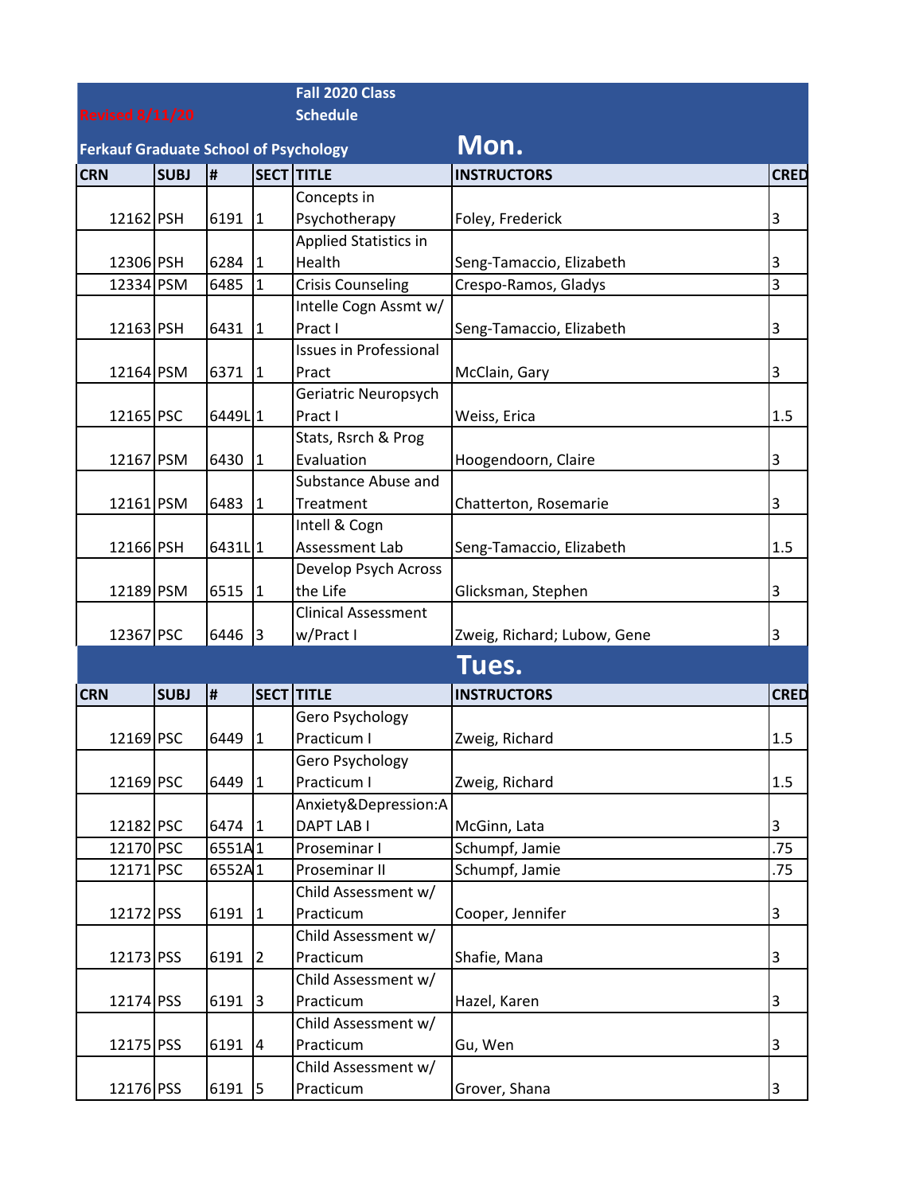Revised 8/11/20

# Fall 2020 Class Schedule

## Ferkauf Graduate School of Psychology

## Mon.

| CRN | SUBJ | # | SECT | TITLE | INSTRUCTORS | CRED |
|---|---|---|---|---|---|---|
| 12162 | PSH | 6191 | 1 | Concepts in Psychotherapy | Foley, Frederick | 3 |
| 12306 | PSH | 6284 | 1 | Applied Statistics in Health | Seng-Tamaccio, Elizabeth | 3 |
| 12334 | PSM | 6485 | 1 | Crisis Counseling | Crespo-Ramos, Gladys | 3 |
| 12163 | PSH | 6431 | 1 | Intelle Cogn Assmt w/ Pract I | Seng-Tamaccio, Elizabeth | 3 |
| 12164 | PSM | 6371 | 1 | Issues in Professional Pract | McClain, Gary | 3 |
| 12165 | PSC | 6449L | 1 | Geriatric Neuropsych Pract I | Weiss, Erica | 1.5 |
| 12167 | PSM | 6430 | 1 | Stats, Rsrch & Prog Evaluation | Hoogendoorn, Claire | 3 |
| 12161 | PSM | 6483 | 1 | Substance Abuse and Treatment | Chatterton, Rosemarie | 3 |
| 12166 | PSH | 6431L | 1 | Intell & Cogn Assessment Lab | Seng-Tamaccio, Elizabeth | 1.5 |
| 12189 | PSM | 6515 | 1 | Develop Psych Across the Life | Glicksman, Stephen | 3 |
| 12367 | PSC | 6446 | 3 | Clinical Assessment w/Pract I | Zweig, Richard; Lubow, Gene | 3 |

## Tues.

| CRN | SUBJ | # | SECT | TITLE | INSTRUCTORS | CRED |
|---|---|---|---|---|---|---|
| 12169 | PSC | 6449 | 1 | Gero Psychology Practicum I | Zweig, Richard | 1.5 |
| 12169 | PSC | 6449 | 1 | Gero Psychology Practicum I | Zweig, Richard | 1.5 |
| 12182 | PSC | 6474 | 1 | Anxiety&Depression:ADAPT LAB I | McGinn, Lata | 3 |
| 12170 | PSC | 6551A | 1 | Proseminar I | Schumpf, Jamie | .75 |
| 12171 | PSC | 6552A | 1 | Proseminar II | Schumpf, Jamie | .75 |
| 12172 | PSS | 6191 | 1 | Child Assessment w/ Practicum | Cooper, Jennifer | 3 |
| 12173 | PSS | 6191 | 2 | Child Assessment w/ Practicum | Shafie, Mana | 3 |
| 12174 | PSS | 6191 | 3 | Child Assessment w/ Practicum | Hazel, Karen | 3 |
| 12175 | PSS | 6191 | 4 | Child Assessment w/ Practicum | Gu, Wen | 3 |
| 12176 | PSS | 6191 | 5 | Child Assessment w/ Practicum | Grover, Shana | 3 |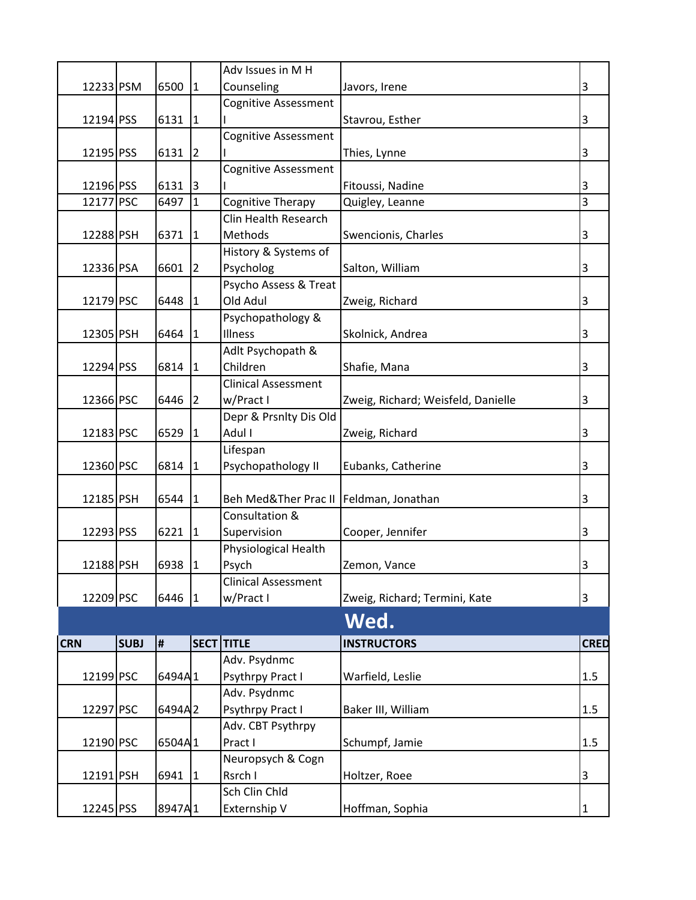| CRN | SUBJ | # | SECT | TITLE | INSTRUCTORS | CRED |
|---|---|---|---|---|---|---|
| 12233 | PSM | 6500 | 1 | Adv Issues in M H Counseling | Javors, Irene | 3 |
| 12194 | PSS | 6131 | 1 | Cognitive Assessment I | Stavrou, Esther | 3 |
| 12195 | PSS | 6131 | 2 | Cognitive Assessment I | Thies, Lynne | 3 |
| 12196 | PSS | 6131 | 3 | Cognitive Assessment I | Fitoussi, Nadine | 3 |
| 12177 | PSC | 6497 | 1 | Cognitive Therapy | Quigley, Leanne | 3 |
| 12288 | PSH | 6371 | 1 | Clin Health Research Methods | Swencionis, Charles | 3 |
| 12336 | PSA | 6601 | 2 | History & Systems of Psycholog | Salton, William | 3 |
| 12179 | PSC | 6448 | 1 | Psycho Assess & Treat Old Adul | Zweig, Richard | 3 |
| 12305 | PSH | 6464 | 1 | Psychopathology & Illness | Skolnick, Andrea | 3 |
| 12294 | PSS | 6814 | 1 | Adlt Psychopath & Children | Shafie, Mana | 3 |
| 12366 | PSC | 6446 | 2 | Clinical Assessment w/Pract I | Zweig, Richard; Weisfeld, Danielle | 3 |
| 12183 | PSC | 6529 | 1 | Depr & Prsnlty Dis Old Adul I | Zweig, Richard | 3 |
| 12360 | PSC | 6814 | 1 | Lifespan Psychopathology II | Eubanks, Catherine | 3 |
| 12185 | PSH | 6544 | 1 | Beh Med&Ther Prac II | Feldman, Jonathan | 3 |
| 12293 | PSS | 6221 | 1 | Consultation & Supervision | Cooper, Jennifer | 3 |
| 12188 | PSH | 6938 | 1 | Physiological Health Psych | Zemon, Vance | 3 |
| 12209 | PSC | 6446 | 1 | Clinical Assessment w/Pract I | Zweig, Richard; Termini, Kate | 3 |

## Wed.

| CRN | SUBJ | # | SECT | TITLE | INSTRUCTORS | CRED |
|---|---|---|---|---|---|---|
| 12199 | PSC | 6494A | 1 | Adv. Psydnmc Psythrpy Pract I | Warfield, Leslie | 1.5 |
| 12297 | PSC | 6494A | 2 | Adv. Psydnmc Psythrpy Pract I | Baker III, William | 1.5 |
| 12190 | PSC | 6504A | 1 | Adv. CBT Psythrpy Pract I | Schumpf, Jamie | 1.5 |
| 12191 | PSH | 6941 | 1 | Neuropsych & Cogn Rsrch I | Holtzer, Roee | 3 |
| 12245 | PSS | 8947A | 1 | Sch Clin Chld Externship V | Hoffman, Sophia | 1 |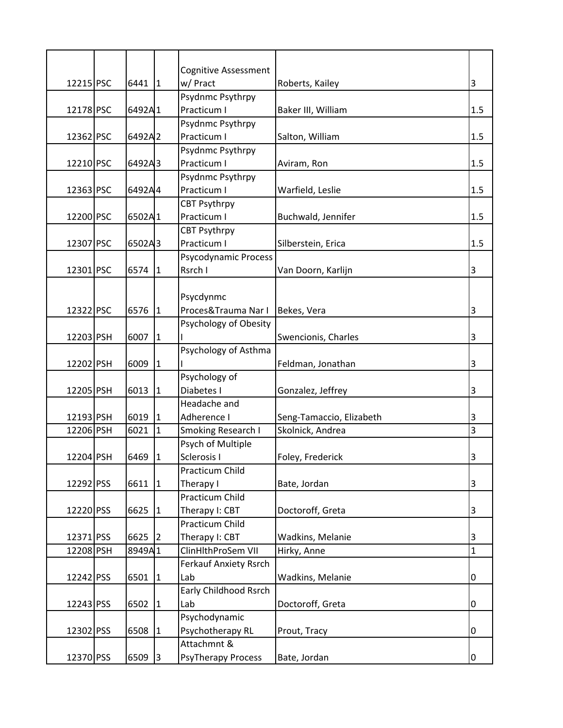| | | | | | | |
|---|---|---|---|---|---|---|
| 12215 | PSC | 6441 | 1 | Cognitive Assessment w/ Pract | Roberts, Kailey | 3 |
| 12178 | PSC | 6492A | 1 | Psydnmc Psythrpy Practicum I | Baker III, William | 1.5 |
| 12362 | PSC | 6492A | 2 | Psydnmc Psythrpy Practicum I | Salton, William | 1.5 |
| 12210 | PSC | 6492A | 3 | Psydnmc Psythrpy Practicum I | Aviram, Ron | 1.5 |
| 12363 | PSC | 6492A | 4 | Psydnmc Psythrpy Practicum I | Warfield, Leslie | 1.5 |
| 12200 | PSC | 6502A | 1 | CBT Psythrpy Practicum I | Buchwald, Jennifer | 1.5 |
| 12307 | PSC | 6502A | 3 | CBT Psythrpy Practicum I | Silberstein, Erica | 1.5 |
| 12301 | PSC | 6574 | 1 | Psycodynamic Process Rsrch I | Van Doorn, Karlijn | 3 |
| 12322 | PSC | 6576 | 1 | Psycdynmc Proces&Trauma Nar I | Bekes, Vera | 3 |
| 12203 | PSH | 6007 | 1 | Psychology of Obesity I | Swencionis, Charles | 3 |
| 12202 | PSH | 6009 | 1 | Psychology of Asthma I | Feldman, Jonathan | 3 |
| 12205 | PSH | 6013 | 1 | Psychology of Diabetes I | Gonzalez, Jeffrey | 3 |
| 12193 | PSH | 6019 | 1 | Headache and Adherence I | Seng-Tamaccio, Elizabeth | 3 |
| 12206 | PSH | 6021 | 1 | Smoking Research I | Skolnick, Andrea | 3 |
| 12204 | PSH | 6469 | 1 | Psych of Multiple Sclerosis I | Foley, Frederick | 3 |
| 12292 | PSS | 6611 | 1 | Practicum Child Therapy I | Bate, Jordan | 3 |
| 12220 | PSS | 6625 | 1 | Practicum Child Therapy I: CBT | Doctoroff, Greta | 3 |
| 12371 | PSS | 6625 | 2 | Practicum Child Therapy I: CBT | Wadkins, Melanie | 3 |
| 12208 | PSH | 8949A | 1 | ClinHlthProSem VII | Hirky, Anne | 1 |
| 12242 | PSS | 6501 | 1 | Ferkauf Anxiety Rsrch Lab | Wadkins, Melanie | 0 |
| 12243 | PSS | 6502 | 1 | Early Childhood Rsrch Lab | Doctoroff, Greta | 0 |
| 12302 | PSS | 6508 | 1 | Psychodynamic Psychotherapy RL | Prout, Tracy | 0 |
| 12370 | PSS | 6509 | 3 | Attachmnt & PsyTherapy Process | Bate, Jordan | 0 |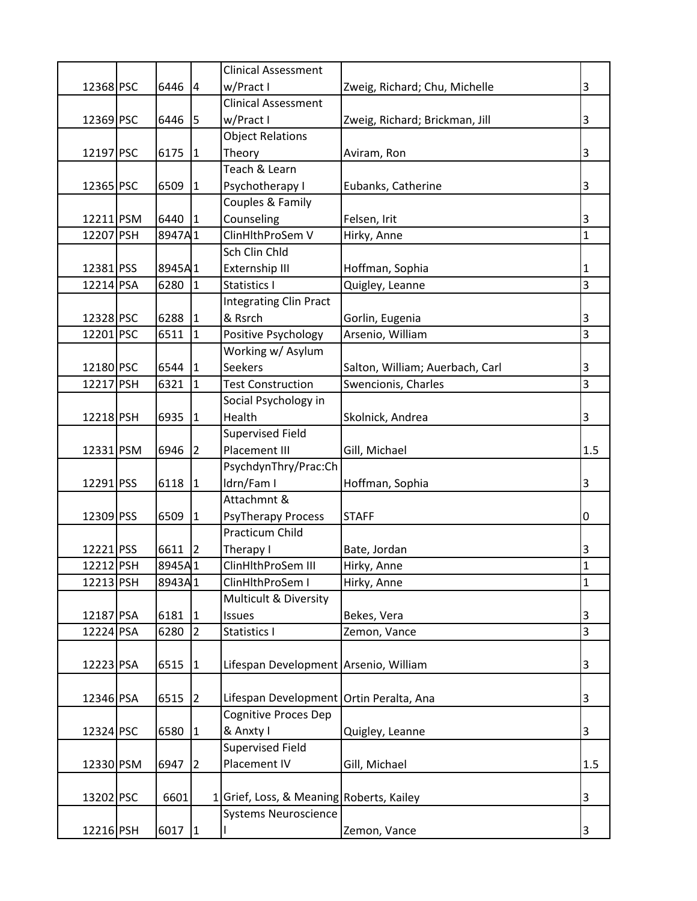| | | | | | | |
|---|---|---|---|---|---|---|
| 12368 | PSC | 6446 | 4 | Clinical Assessment w/Pract I | Zweig, Richard; Chu, Michelle | 3 |
| 12369 | PSC | 6446 | 5 | Clinical Assessment w/Pract I | Zweig, Richard; Brickman, Jill | 3 |
| 12197 | PSC | 6175 | 1 | Object Relations Theory | Aviram, Ron | 3 |
| 12365 | PSC | 6509 | 1 | Teach & Learn Psychotherapy I | Eubanks, Catherine | 3 |
| 12211 | PSM | 6440 | 1 | Couples & Family Counseling | Felsen, Irit | 3 |
| 12207 | PSH | 8947A | 1 | ClinHlthProSem V | Hirky, Anne | 1 |
| 12381 | PSS | 8945A | 1 | Sch Clin Chld Externship III | Hoffman, Sophia | 1 |
| 12214 | PSA | 6280 | 1 | Statistics I | Quigley, Leanne | 3 |
| 12328 | PSC | 6288 | 1 | Integrating Clin Pract & Rsrch | Gorlin, Eugenia | 3 |
| 12201 | PSC | 6511 | 1 | Positive Psychology | Arsenio, William | 3 |
| 12180 | PSC | 6544 | 1 | Working w/ Asylum Seekers | Salton, William; Auerbach, Carl | 3 |
| 12217 | PSH | 6321 | 1 | Test Construction | Swencionis, Charles | 3 |
| 12218 | PSH | 6935 | 1 | Social Psychology in Health | Skolnick, Andrea | 3 |
| 12331 | PSM | 6946 | 2 | Supervised Field Placement III | Gill, Michael | 1.5 |
| 12291 | PSS | 6118 | 1 | PsychdynThry/Prac:Chldrn/Fam I | Hoffman, Sophia | 3 |
| 12309 | PSS | 6509 | 1 | Attachmnt & PsyTherapy Process | STAFF | 0 |
| 12221 | PSS | 6611 | 2 | Practicum Child Therapy I | Bate, Jordan | 3 |
| 12212 | PSH | 8945A | 1 | ClinHlthProSem III | Hirky, Anne | 1 |
| 12213 | PSH | 8943A | 1 | ClinHlthProSem I | Hirky, Anne | 1 |
| 12187 | PSA | 6181 | 1 | Multicult & Diversity Issues | Bekes, Vera | 3 |
| 12224 | PSA | 6280 | 2 | Statistics I | Zemon, Vance | 3 |
| 12223 | PSA | 6515 | 1 | Lifespan Development | Arsenio, William | 3 |
| 12346 | PSA | 6515 | 2 | Lifespan Development | Ortin Peralta, Ana | 3 |
| 12324 | PSC | 6580 | 1 | Cognitive Proces Dep & Anxty I | Quigley, Leanne | 3 |
| 12330 | PSM | 6947 | 2 | Supervised Field Placement IV | Gill, Michael | 1.5 |
| 13202 | PSC | 6601 | 1 | Grief, Loss, & Meaning | Roberts, Kailey | 3 |
| 12216 | PSH | 6017 | 1 | Systems Neuroscience I | Zemon, Vance | 3 |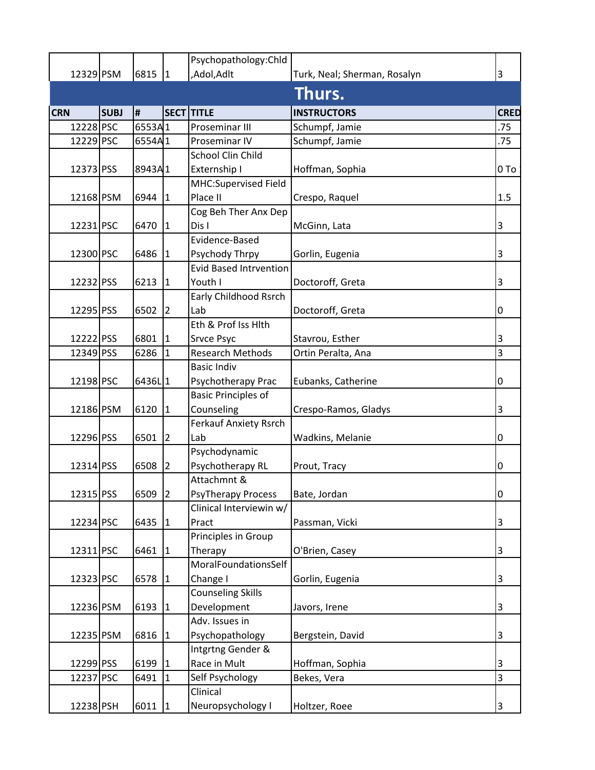| CRN | SUBJ | # | SECT | TITLE | INSTRUCTORS | CRED |
|---|---|---|---|---|---|---|
| 12329 | PSM | 6815 | 1 | Psychopathology:Chld ,Adol,Adlt | Turk, Neal; Sherman, Rosalyn | 3 |

## Thurs.

| CRN | SUBJ | # | SECT | TITLE | INSTRUCTORS | CRED |
|---|---|---|---|---|---|---|
| 12228 | PSC | 6553A | 1 | Proseminar III | Schumpf, Jamie | .75 |
| 12229 | PSC | 6554A | 1 | Proseminar IV | Schumpf, Jamie | .75 |
| 12373 | PSS | 8943A | 1 | School Clin Child Externship I | Hoffman, Sophia | 0 To |
| 12168 | PSM | 6944 | 1 | MHC:Supervised Field Place II | Crespo, Raquel | 1.5 |
| 12231 | PSC | 6470 | 1 | Cog Beh Ther Anx Dep Dis I | McGinn, Lata | 3 |
| 12300 | PSC | 6486 | 1 | Evidence-Based Psychody Thrpy | Gorlin, Eugenia | 3 |
| 12232 | PSS | 6213 | 1 | Evid Based Intrvention Youth I | Doctoroff, Greta | 3 |
| 12295 | PSS | 6502 | 2 | Early Childhood Rsrch Lab | Doctoroff, Greta | 0 |
| 12222 | PSS | 6801 | 1 | Eth & Prof Iss Hlth Srvce Psyc | Stavrou, Esther | 3 |
| 12349 | PSS | 6286 | 1 | Research Methods | Ortin Peralta, Ana | 3 |
| 12198 | PSC | 6436L | 1 | Basic Indiv Psychotherapy Prac | Eubanks, Catherine | 0 |
| 12186 | PSM | 6120 | 1 | Basic Principles of Counseling | Crespo-Ramos, Gladys | 3 |
| 12296 | PSS | 6501 | 2 | Ferkauf Anxiety Rsrch Lab | Wadkins, Melanie | 0 |
| 12314 | PSS | 6508 | 2 | Psychodynamic Psychotherapy RL | Prout, Tracy | 0 |
| 12315 | PSS | 6509 | 2 | Attachmnt & PsyTherapy Process | Bate, Jordan | 0 |
| 12234 | PSC | 6435 | 1 | Clinical Interviewin w/ Pract | Passman, Vicki | 3 |
| 12311 | PSC | 6461 | 1 | Principles in Group Therapy | O'Brien, Casey | 3 |
| 12323 | PSC | 6578 | 1 | MoralFoundationsSelf Change I | Gorlin, Eugenia | 3 |
| 12236 | PSM | 6193 | 1 | Counseling Skills Development | Javors, Irene | 3 |
| 12235 | PSM | 6816 | 1 | Adv. Issues in Psychopathology | Bergstein, David | 3 |
| 12299 | PSS | 6199 | 1 | Intgrtng Gender & Race in Mult | Hoffman, Sophia | 3 |
| 12237 | PSC | 6491 | 1 | Self Psychology | Bekes, Vera | 3 |
| 12238 | PSH | 6011 | 1 | Clinical Neuropsychology I | Holtzer, Roee | 3 |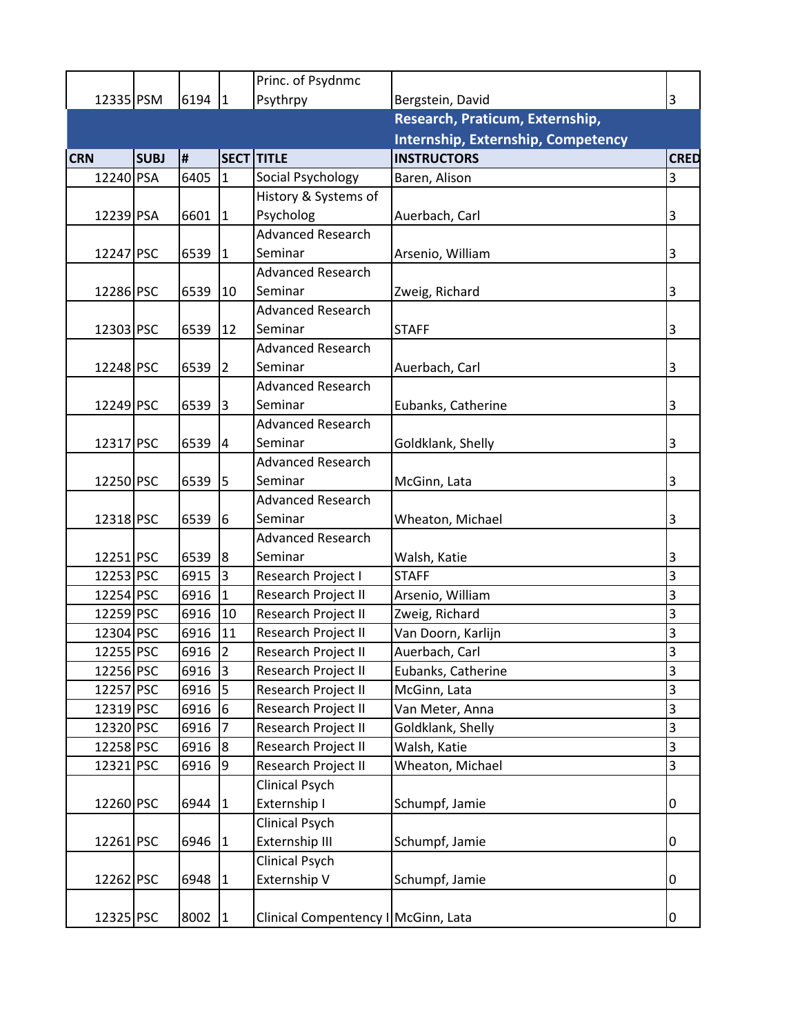| | | | | | | |
|---|---|---|---|---|---|---|
| 12335 | PSM | 6194 | 1 | Princ. of Psydnmc Psythrpy | Bergstein, David | 3 |
| | | | | | **Research, Praticum, Externship, Internship, Externship, Competency** | |
| **CRN** | **SUBJ** | **#** | **SECT** | **TITLE** | **INSTRUCTORS** | **CRED** |
| 12240 | PSA | 6405 | 1 | Social Psychology | Baren, Alison | 3 |
| 12239 | PSA | 6601 | 1 | History & Systems of Psycholog | Auerbach, Carl | 3 |
| 12247 | PSC | 6539 | 1 | Advanced Research Seminar | Arsenio, William | 3 |
| 12286 | PSC | 6539 | 10 | Advanced Research Seminar | Zweig, Richard | 3 |
| 12303 | PSC | 6539 | 12 | Advanced Research Seminar | STAFF | 3 |
| 12248 | PSC | 6539 | 2 | Advanced Research Seminar | Auerbach, Carl | 3 |
| 12249 | PSC | 6539 | 3 | Advanced Research Seminar | Eubanks, Catherine | 3 |
| 12317 | PSC | 6539 | 4 | Advanced Research Seminar | Goldklank, Shelly | 3 |
| 12250 | PSC | 6539 | 5 | Advanced Research Seminar | McGinn, Lata | 3 |
| 12318 | PSC | 6539 | 6 | Advanced Research Seminar | Wheaton, Michael | 3 |
| 12251 | PSC | 6539 | 8 | Advanced Research Seminar | Walsh, Katie | 3 |
| 12253 | PSC | 6915 | 3 | Research Project I | STAFF | 3 |
| 12254 | PSC | 6916 | 1 | Research Project II | Arsenio, William | 3 |
| 12259 | PSC | 6916 | 10 | Research Project II | Zweig, Richard | 3 |
| 12304 | PSC | 6916 | 11 | Research Project II | Van Doorn, Karlijn | 3 |
| 12255 | PSC | 6916 | 2 | Research Project II | Auerbach, Carl | 3 |
| 12256 | PSC | 6916 | 3 | Research Project II | Eubanks, Catherine | 3 |
| 12257 | PSC | 6916 | 5 | Research Project II | McGinn, Lata | 3 |
| 12319 | PSC | 6916 | 6 | Research Project II | Van Meter, Anna | 3 |
| 12320 | PSC | 6916 | 7 | Research Project II | Goldklank, Shelly | 3 |
| 12258 | PSC | 6916 | 8 | Research Project II | Walsh, Katie | 3 |
| 12321 | PSC | 6916 | 9 | Research Project II | Wheaton, Michael | 3 |
| 12260 | PSC | 6944 | 1 | Clinical Psych Externship I | Schumpf, Jamie | 0 |
| 12261 | PSC | 6946 | 1 | Clinical Psych Externship III | Schumpf, Jamie | 0 |
| 12262 | PSC | 6948 | 1 | Clinical Psych Externship V | Schumpf, Jamie | 0 |
| 12325 | PSC | 8002 | 1 | Clinical Competency I | McGinn, Lata | 0 |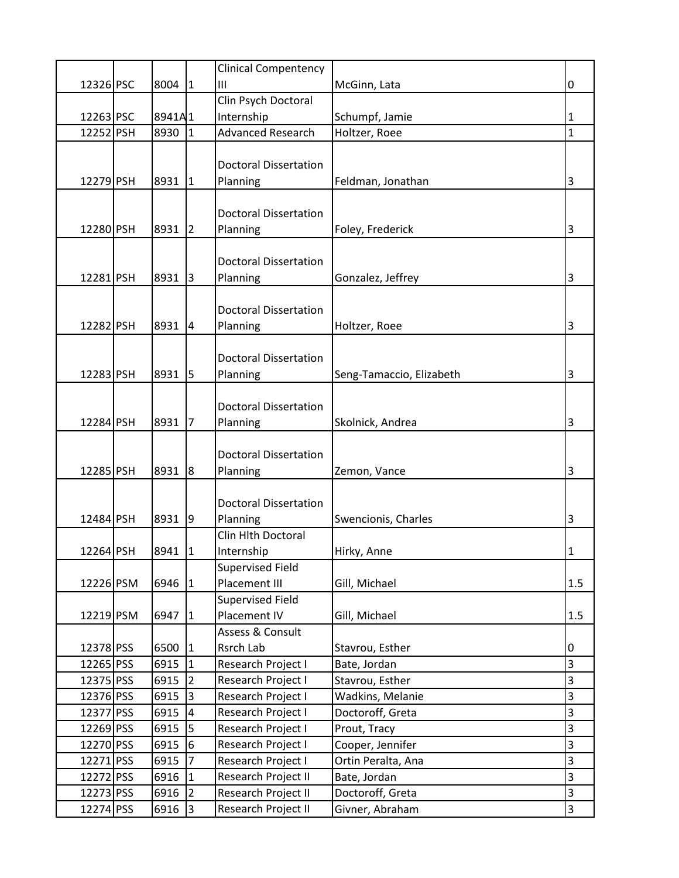| | | | | | | |
|---|---|---|---|---|---|---|
| 12326 | PSC | 8004 | 1 | Clinical Compentency III | McGinn, Lata | 0 |
| 12263 | PSC | 8941A | 1 | Clin Psych Doctoral Internship | Schumpf, Jamie | 1 |
| 12252 | PSH | 8930 | 1 | Advanced Research | Holtzer, Roee | 1 |
| 12279 | PSH | 8931 | 1 | Doctoral Dissertation Planning | Feldman, Jonathan | 3 |
| 12280 | PSH | 8931 | 2 | Doctoral Dissertation Planning | Foley, Frederick | 3 |
| 12281 | PSH | 8931 | 3 | Doctoral Dissertation Planning | Gonzalez, Jeffrey | 3 |
| 12282 | PSH | 8931 | 4 | Doctoral Dissertation Planning | Holtzer, Roee | 3 |
| 12283 | PSH | 8931 | 5 | Doctoral Dissertation Planning | Seng-Tamaccio, Elizabeth | 3 |
| 12284 | PSH | 8931 | 7 | Doctoral Dissertation Planning | Skolnick, Andrea | 3 |
| 12285 | PSH | 8931 | 8 | Doctoral Dissertation Planning | Zemon, Vance | 3 |
| 12484 | PSH | 8931 | 9 | Doctoral Dissertation Planning | Swencionis, Charles | 3 |
| 12264 | PSH | 8941 | 1 | Clin Hlth Doctoral Internship | Hirky, Anne | 1 |
| 12226 | PSM | 6946 | 1 | Supervised Field Placement III | Gill, Michael | 1.5 |
| 12219 | PSM | 6947 | 1 | Supervised Field Placement IV | Gill, Michael | 1.5 |
| 12378 | PSS | 6500 | 1 | Assess & Consult Rsrch Lab | Stavrou, Esther | 0 |
| 12265 | PSS | 6915 | 1 | Research Project I | Bate, Jordan | 3 |
| 12375 | PSS | 6915 | 2 | Research Project I | Stavrou, Esther | 3 |
| 12376 | PSS | 6915 | 3 | Research Project I | Wadkins, Melanie | 3 |
| 12377 | PSS | 6915 | 4 | Research Project I | Doctoroff, Greta | 3 |
| 12269 | PSS | 6915 | 5 | Research Project I | Prout, Tracy | 3 |
| 12270 | PSS | 6915 | 6 | Research Project I | Cooper, Jennifer | 3 |
| 12271 | PSS | 6915 | 7 | Research Project I | Ortin Peralta, Ana | 3 |
| 12272 | PSS | 6916 | 1 | Research Project II | Bate, Jordan | 3 |
| 12273 | PSS | 6916 | 2 | Research Project II | Doctoroff, Greta | 3 |
| 12274 | PSS | 6916 | 3 | Research Project II | Givner, Abraham | 3 |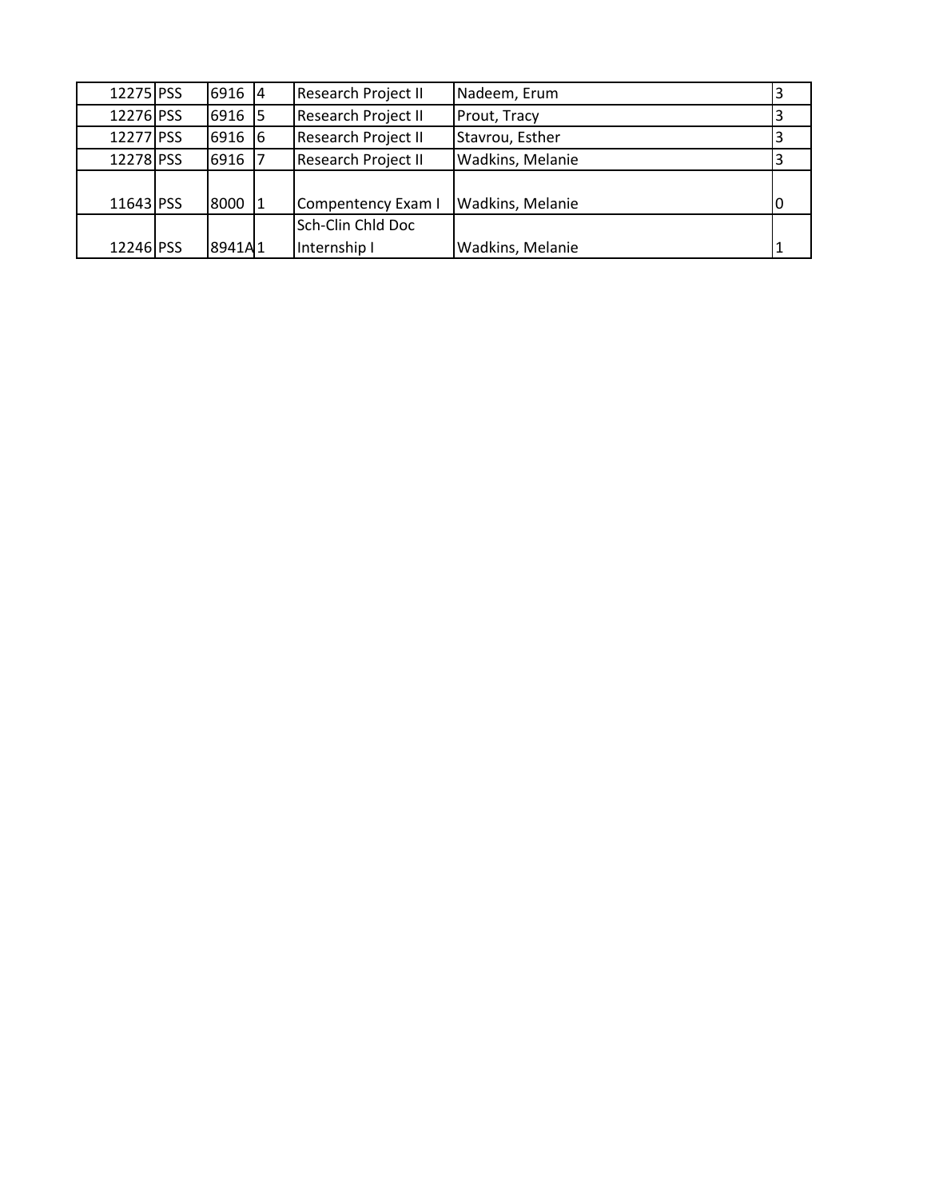| | | | | | | |
|---|---|---|---|---|---|---|
| 12275 | PSS | 6916 | 4 | Research Project II | Nadeem, Erum | 3 |
| 12276 | PSS | 6916 | 5 | Research Project II | Prout, Tracy | 3 |
| 12277 | PSS | 6916 | 6 | Research Project II | Stavrou, Esther | 3 |
| 12278 | PSS | 6916 | 7 | Research Project II | Wadkins, Melanie | 3 |
| 11643 | PSS | 8000 | 1 | Compentency Exam I | Wadkins, Melanie | 0 |
| 12246 | PSS | 8941A | 1 | Sch-Clin Chld Doc Internship I | Wadkins, Melanie | 1 |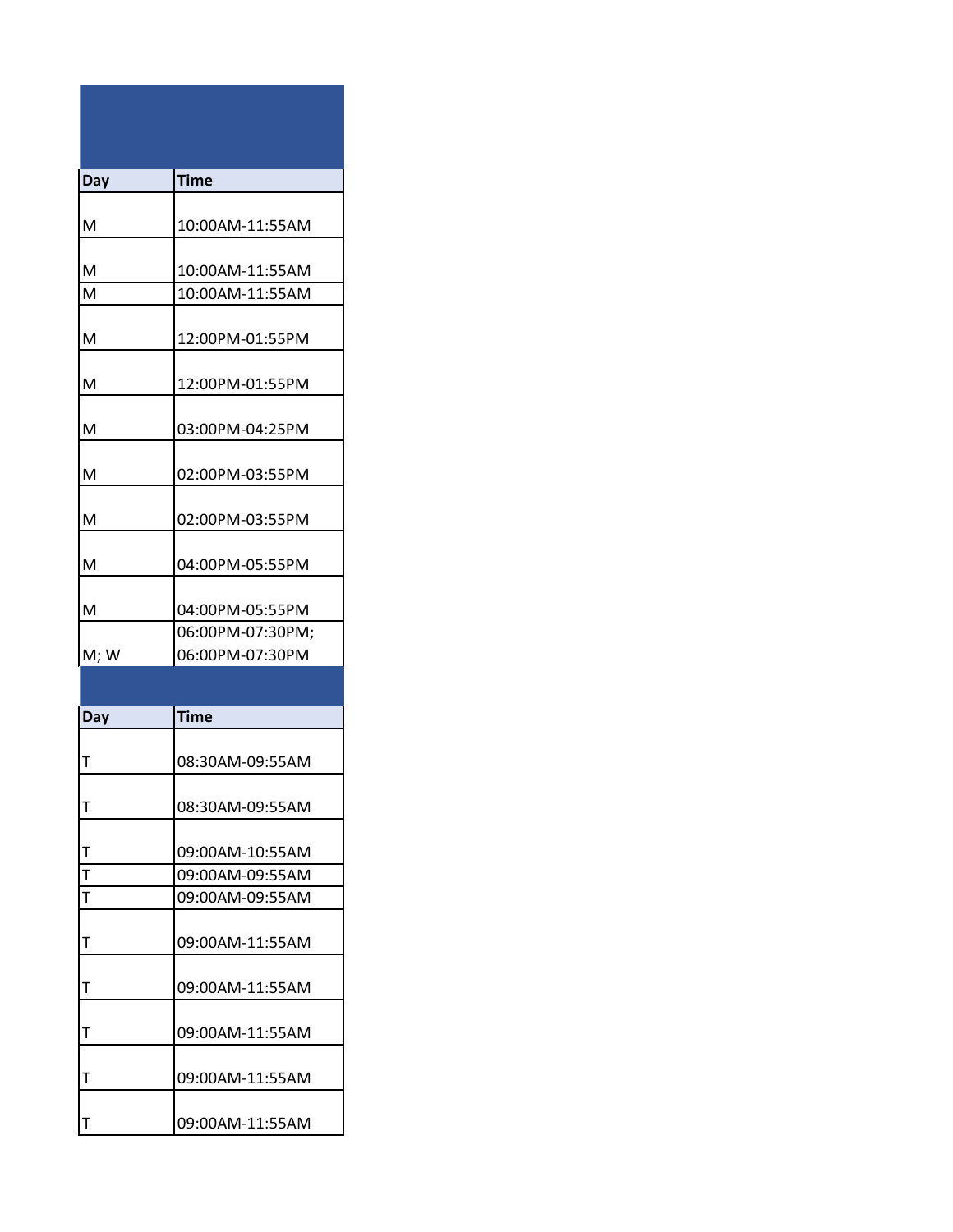| Day | Time |
|---|---|
| M | 10:00AM-11:55AM |
| M | 10:00AM-11:55AM |
| M | 10:00AM-11:55AM |
| M | 12:00PM-01:55PM |
| M | 12:00PM-01:55PM |
| M | 03:00PM-04:25PM |
| M | 02:00PM-03:55PM |
| M | 02:00PM-03:55PM |
| M | 04:00PM-05:55PM |
| M | 04:00PM-05:55PM |
| M; W | 06:00PM-07:30PM; 06:00PM-07:30PM |

| Day | Time |
|---|---|
| T | 08:30AM-09:55AM |
| T | 08:30AM-09:55AM |
| T | 09:00AM-10:55AM |
| T | 09:00AM-09:55AM |
| T | 09:00AM-09:55AM |
| T | 09:00AM-11:55AM |
| T | 09:00AM-11:55AM |
| T | 09:00AM-11:55AM |
| T | 09:00AM-11:55AM |
| T | 09:00AM-11:55AM |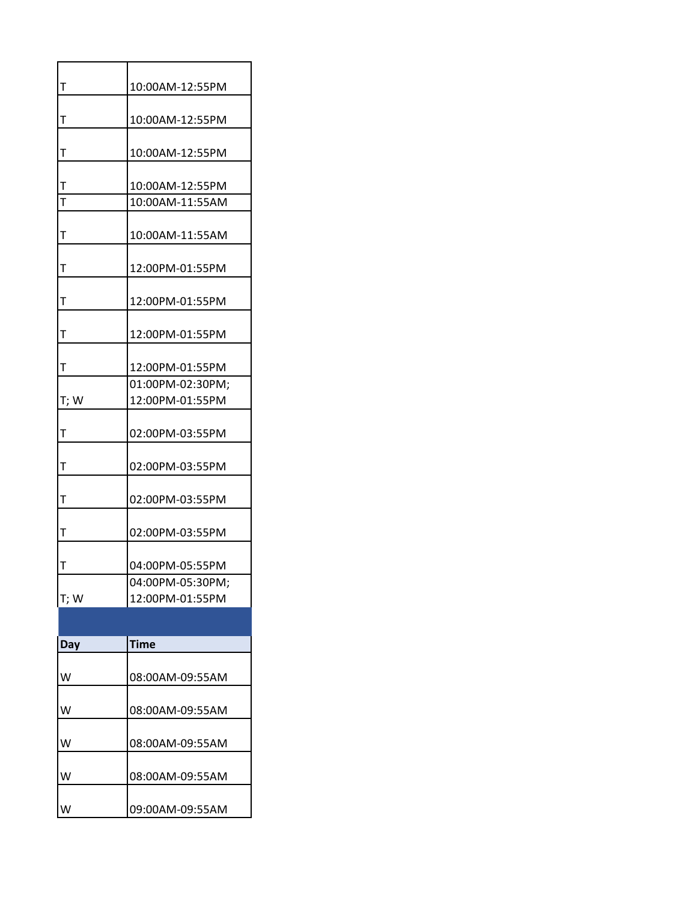| | |
|---|---|
| T | 10:00AM-12:55PM |
| T | 10:00AM-12:55PM |
| T | 10:00AM-12:55PM |
| T | 10:00AM-12:55PM |
| T | 10:00AM-11:55AM |
| T | 10:00AM-11:55AM |
| T | 12:00PM-01:55PM |
| T | 12:00PM-01:55PM |
| T | 12:00PM-01:55PM |
| T | 12:00PM-01:55PM |
| T; W | 01:00PM-02:30PM; 12:00PM-01:55PM |
| T | 02:00PM-03:55PM |
| T | 02:00PM-03:55PM |
| T | 02:00PM-03:55PM |
| T | 02:00PM-03:55PM |
| T | 04:00PM-05:55PM |
| T; W | 04:00PM-05:30PM; 12:00PM-01:55PM |

| **Day** | **Time** |
|---|---|
| W | 08:00AM-09:55AM |
| W | 08:00AM-09:55AM |
| W | 08:00AM-09:55AM |
| W | 08:00AM-09:55AM |
| W | 09:00AM-09:55AM |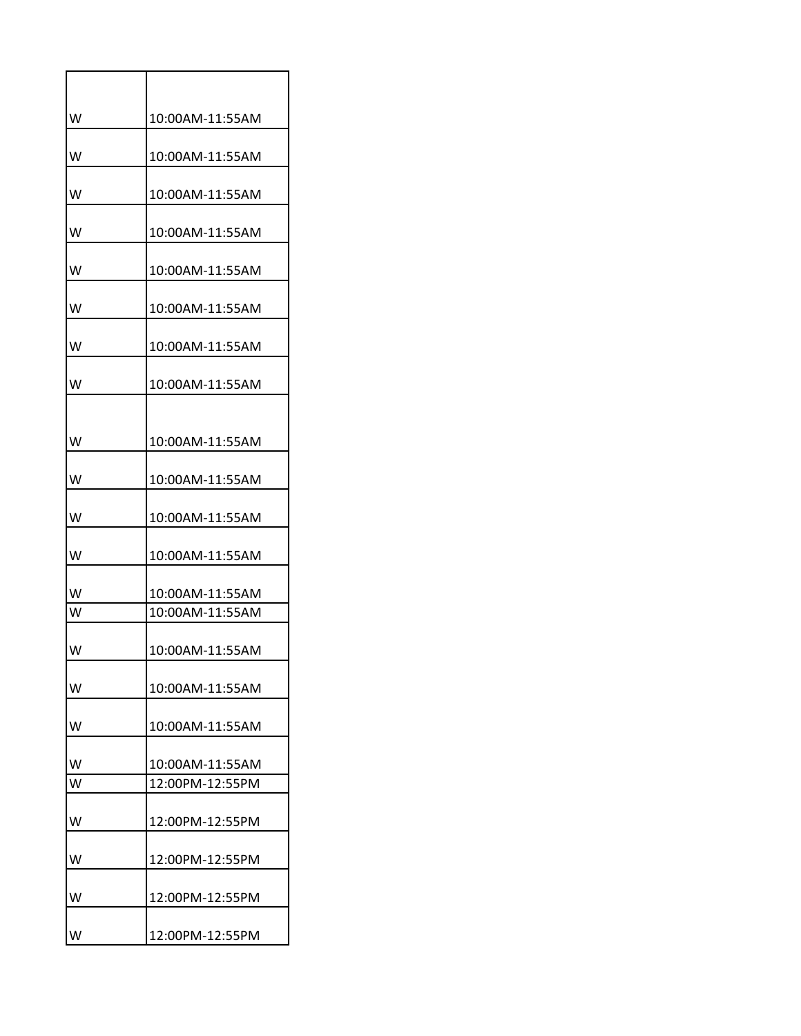| | |
|---|---|
| W | 10:00AM-11:55AM |
| W | 10:00AM-11:55AM |
| W | 10:00AM-11:55AM |
| W | 10:00AM-11:55AM |
| W | 10:00AM-11:55AM |
| W | 10:00AM-11:55AM |
| W | 10:00AM-11:55AM |
| W | 10:00AM-11:55AM |
| W | 10:00AM-11:55AM |
| W | 10:00AM-11:55AM |
| W | 10:00AM-11:55AM |
| W | 10:00AM-11:55AM |
| W | 10:00AM-11:55AM |
| W | 10:00AM-11:55AM |
| W | 10:00AM-11:55AM |
| W | 10:00AM-11:55AM |
| W | 10:00AM-11:55AM |
| W | 10:00AM-11:55AM |
| W | 12:00PM-12:55PM |
| W | 12:00PM-12:55PM |
| W | 12:00PM-12:55PM |
| W | 12:00PM-12:55PM |
| W | 12:00PM-12:55PM |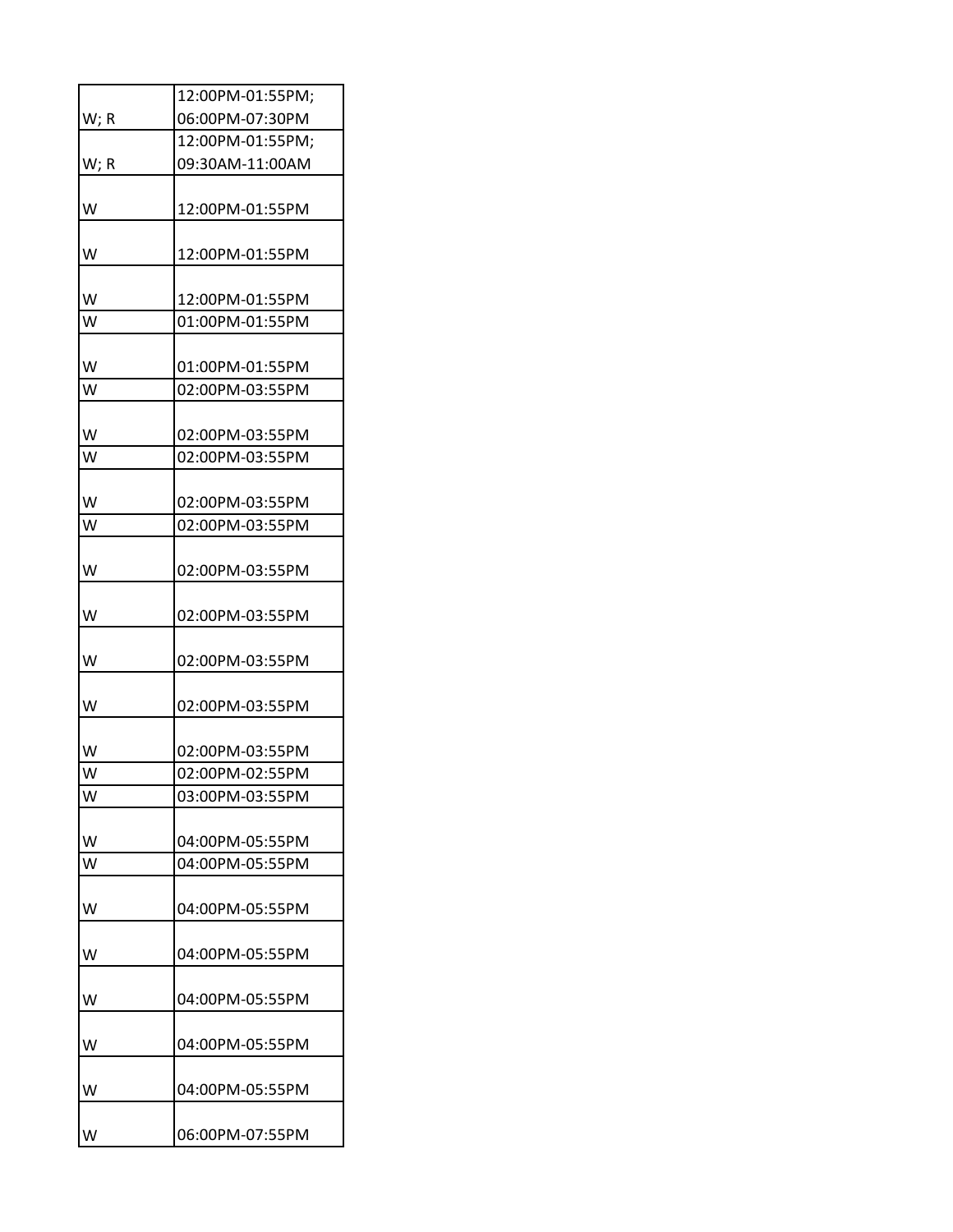| | |
|---|---|
| W; R | 12:00PM-01:55PM; 06:00PM-07:30PM |
| W; R | 12:00PM-01:55PM; 09:30AM-11:00AM |
| W | 12:00PM-01:55PM |
| W | 12:00PM-01:55PM |
| W | 12:00PM-01:55PM |
| W | 01:00PM-01:55PM |
| W | 01:00PM-01:55PM |
| W | 02:00PM-03:55PM |
| W | 02:00PM-03:55PM |
| W | 02:00PM-03:55PM |
| W | 02:00PM-03:55PM |
| W | 02:00PM-03:55PM |
| W | 02:00PM-03:55PM |
| W | 02:00PM-03:55PM |
| W | 02:00PM-03:55PM |
| W | 02:00PM-03:55PM |
| W | 02:00PM-03:55PM |
| W | 02:00PM-02:55PM |
| W | 03:00PM-03:55PM |
| W | 04:00PM-05:55PM |
| W | 04:00PM-05:55PM |
| W | 04:00PM-05:55PM |
| W | 04:00PM-05:55PM |
| W | 04:00PM-05:55PM |
| W | 04:00PM-05:55PM |
| W | 04:00PM-05:55PM |
| W | 06:00PM-07:55PM |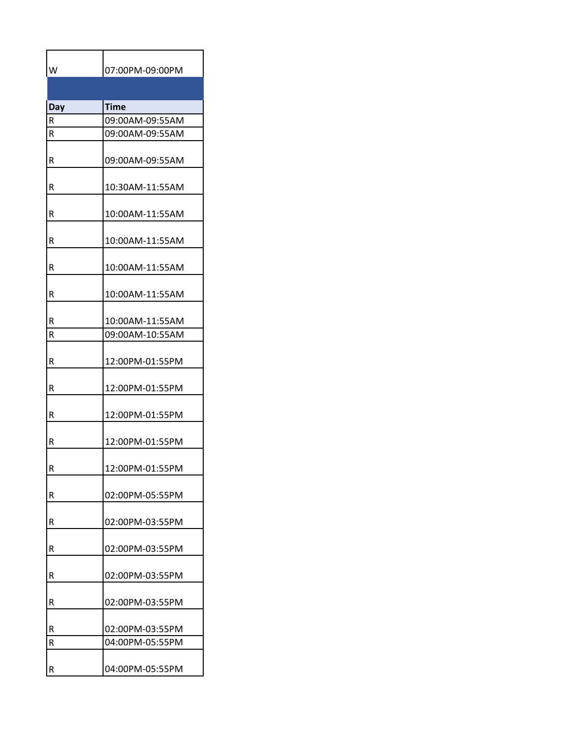| | |
|---|---|
| W | 07:00PM-09:00PM |

| Day | Time |
|---|---|
| R | 09:00AM-09:55AM |
| R | 09:00AM-09:55AM |
| R | 09:00AM-09:55AM |
| R | 10:30AM-11:55AM |
| R | 10:00AM-11:55AM |
| R | 10:00AM-11:55AM |
| R | 10:00AM-11:55AM |
| R | 10:00AM-11:55AM |
| R | 10:00AM-11:55AM |
| R | 09:00AM-10:55AM |
| R | 12:00PM-01:55PM |
| R | 12:00PM-01:55PM |
| R | 12:00PM-01:55PM |
| R | 12:00PM-01:55PM |
| R | 12:00PM-01:55PM |
| R | 02:00PM-05:55PM |
| R | 02:00PM-03:55PM |
| R | 02:00PM-03:55PM |
| R | 02:00PM-03:55PM |
| R | 02:00PM-03:55PM |
| R | 02:00PM-03:55PM |
| R | 04:00PM-05:55PM |
| R | 04:00PM-05:55PM |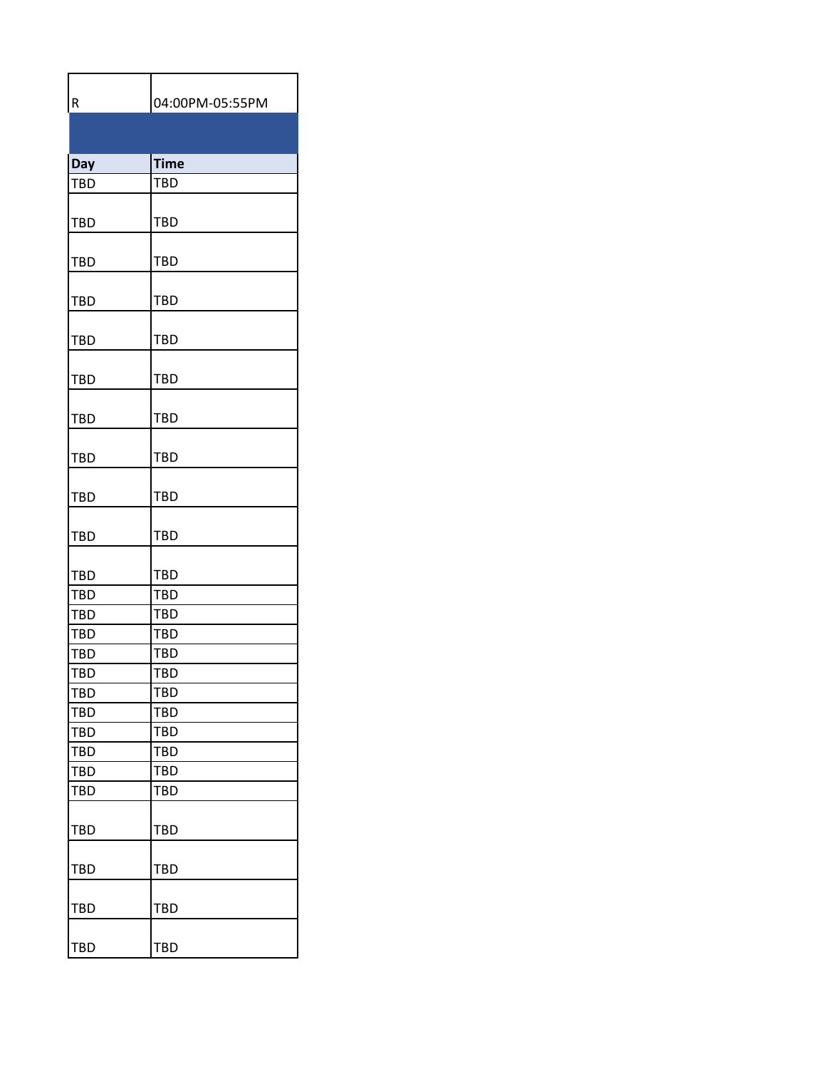| R | 04:00PM-05:55PM |
|---|---|
| | |
| **Day** | **Time** |
| TBD | TBD |
| TBD | TBD |
| TBD | TBD |
| TBD | TBD |
| TBD | TBD |
| TBD | TBD |
| TBD | TBD |
| TBD | TBD |
| TBD | TBD |
| TBD | TBD |
| TBD | TBD |
| TBD | TBD |
| TBD | TBD |
| TBD | TBD |
| TBD | TBD |
| TBD | TBD |
| TBD | TBD |
| TBD | TBD |
| TBD | TBD |
| TBD | TBD |
| TBD | TBD |
| TBD | TBD |
| TBD | TBD |
| TBD | TBD |
| TBD | TBD |
| TBD | TBD |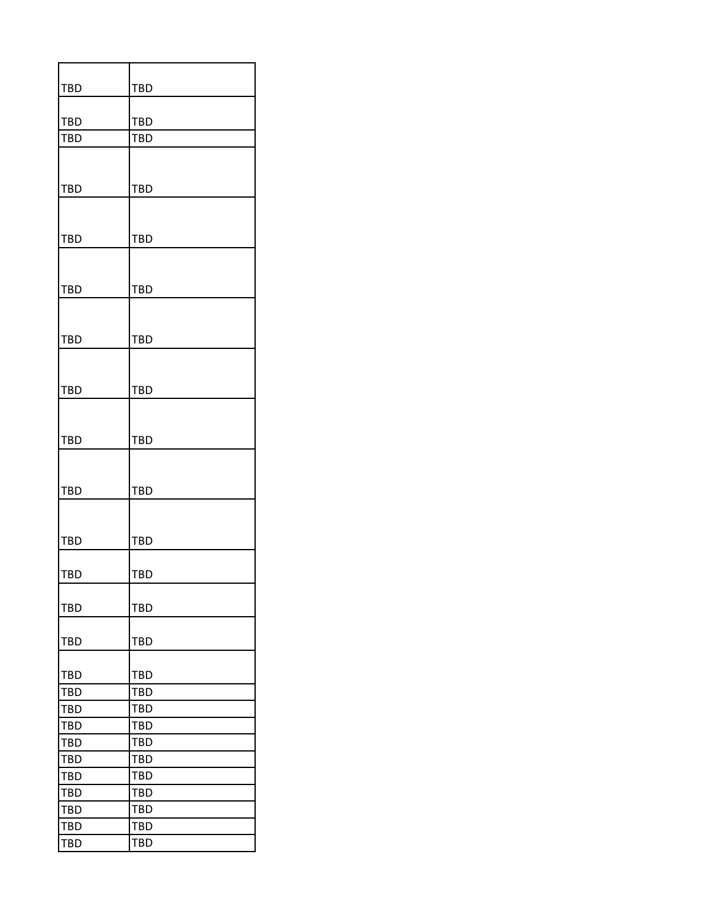| TBD | TBD |
|---|---|
| TBD | TBD |
| TBD | TBD |
| TBD | TBD |
| TBD | TBD |
| TBD | TBD |
| TBD | TBD |
| TBD | TBD |
| TBD | TBD |
| TBD | TBD |
| TBD | TBD |
| TBD | TBD |
| TBD | TBD |
| TBD | TBD |
| TBD | TBD |
| TBD | TBD |
| TBD | TBD |
| TBD | TBD |
| TBD | TBD |
| TBD | TBD |
| TBD | TBD |
| TBD | TBD |
| TBD | TBD |
| TBD | TBD |
| TBD | TBD |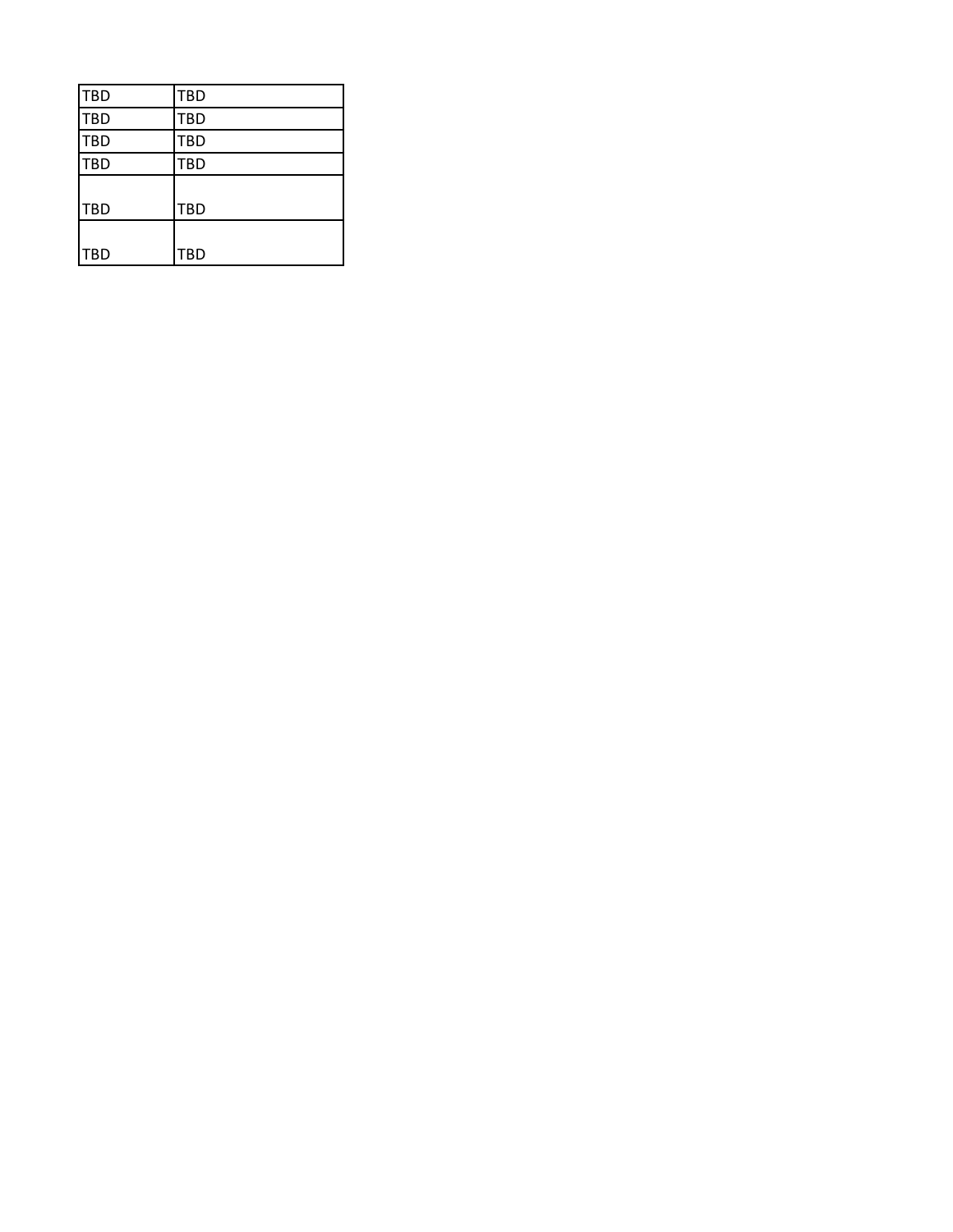| | |
|---|---|
| TBD | TBD |
| TBD | TBD |
| TBD | TBD |
| TBD | TBD |
| TBD | TBD |
| TBD | TBD |